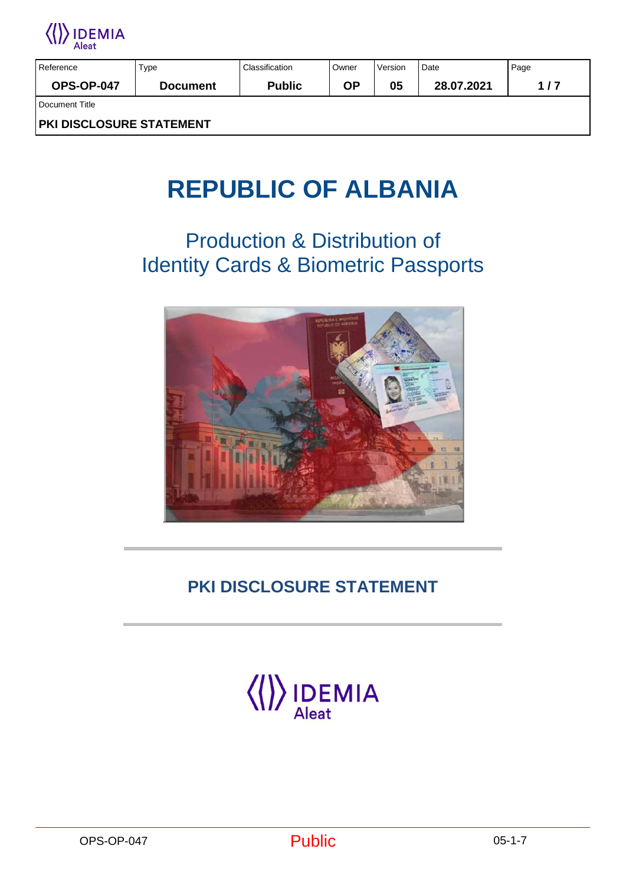| Reference | Type | Classification | Owner | Version | Date | Page |
| --- | --- | --- | --- | --- | --- | --- |
| **OPS-OP-047** | **Document** | **Public** | **OP** | **05** | **28.07.2021** | **1 / 7** |
| Document Title | | | | | | |
| **PKI DISCLOSURE STATEMENT** | | | | | | |

# REPUBLIC OF ALBANIA

## Production & Distribution of Identity Cards & Biometric Passports

## PKI DISCLOSURE STATEMENT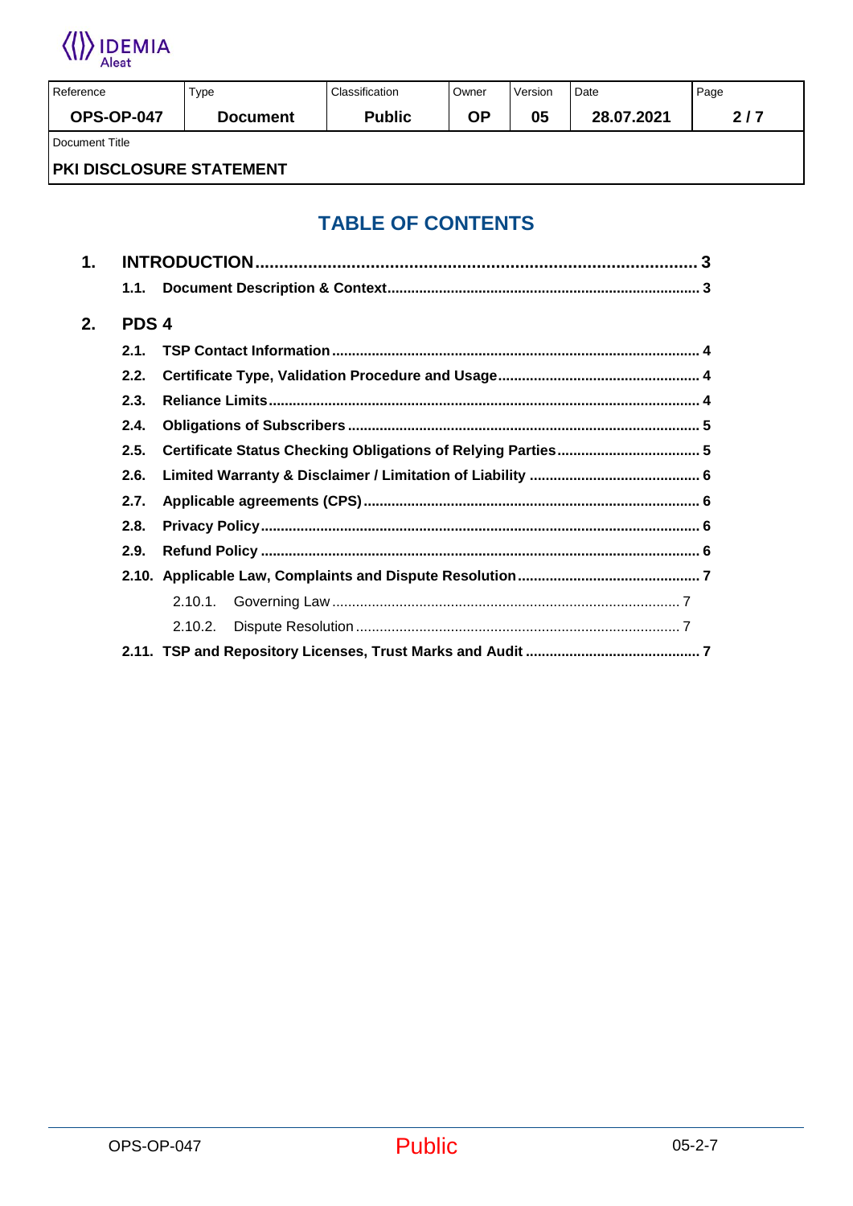# TABLE OF CONTENTS

1. **INTRODUCTION** ........ 3
   - **1.1. Document Description & Context** ........ 3
2. **PDS 4**
   - **2.1. TSP Contact Information** ........ 4
   - **2.2. Certificate Type, Validation Procedure and Usage** ........ 4
   - **2.3. Reliance Limits** ........ 4
   - **2.4. Obligations of Subscribers** ........ 5
   - **2.5. Certificate Status Checking Obligations of Relying Parties** ........ 5
   - **2.6. Limited Warranty & Disclaimer / Limitation of Liability** ........ 6
   - **2.7. Applicable agreements (CPS)** ........ 6
   - **2.8. Privacy Policy** ........ 6
   - **2.9. Refund Policy** ........ 6
   - **2.10. Applicable Law, Complaints and Dispute Resolution** ........ 7
     - 2.10.1. Governing Law ........ 7
     - 2.10.2. Dispute Resolution ........ 7
   - **2.11. TSP and Repository Licenses, Trust Marks and Audit** ........ 7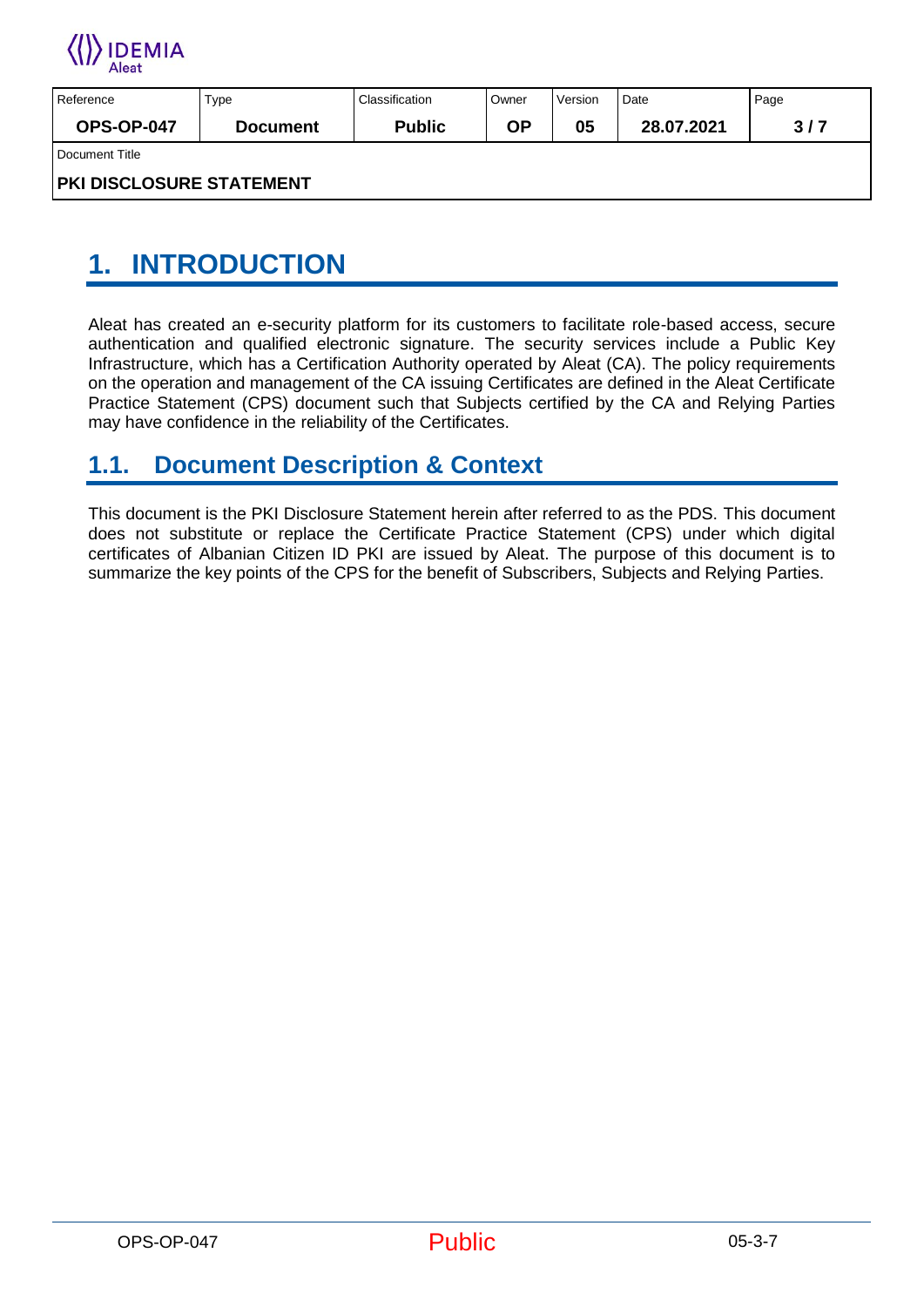# 1. INTRODUCTION

Aleat has created an e-security platform for its customers to facilitate role-based access, secure authentication and qualified electronic signature. The security services include a Public Key Infrastructure, which has a Certification Authority operated by Aleat (CA). The policy requirements on the operation and management of the CA issuing Certificates are defined in the Aleat Certificate Practice Statement (CPS) document such that Subjects certified by the CA and Relying Parties may have confidence in the reliability of the Certificates.

## 1.1. Document Description & Context

This document is the PKI Disclosure Statement herein after referred to as the PDS. This document does not substitute or replace the Certificate Practice Statement (CPS) under which digital certificates of Albanian Citizen ID PKI are issued by Aleat. The purpose of this document is to summarize the key points of the CPS for the benefit of Subscribers, Subjects and Relying Parties.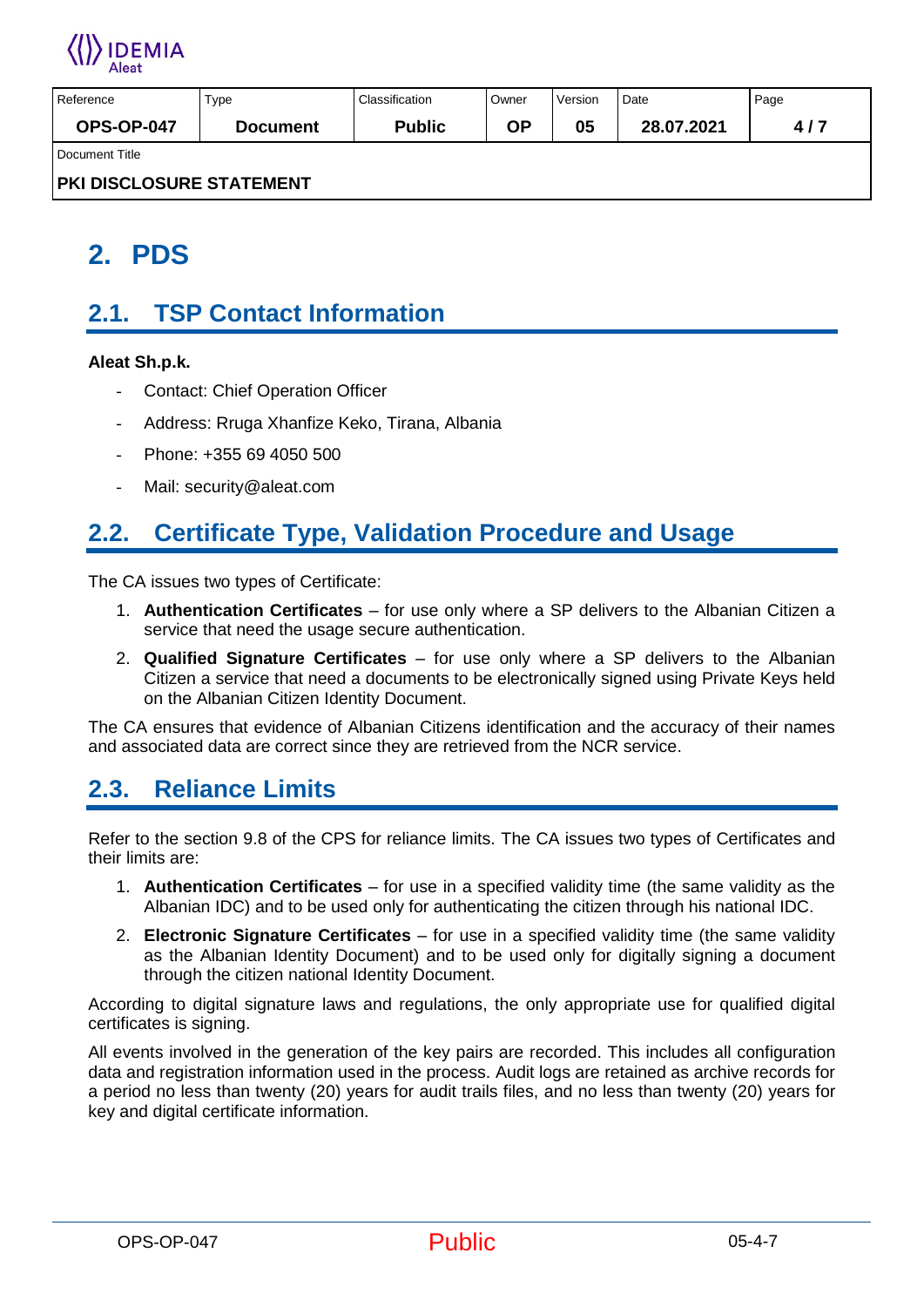# 2. PDS

## 2.1. TSP Contact Information

**Aleat Sh.p.k.**

- Contact: Chief Operation Officer
- Address: Rruga Xhanfize Keko, Tirana, Albania
- Phone: +355 69 4050 500
- Mail: security@aleat.com

## 2.2. Certificate Type, Validation Procedure and Usage

The CA issues two types of Certificate:

1. **Authentication Certificates** – for use only where a SP delivers to the Albanian Citizen a service that need the usage secure authentication.
2. **Qualified Signature Certificates** – for use only where a SP delivers to the Albanian Citizen a service that need a documents to be electronically signed using Private Keys held on the Albanian Citizen Identity Document.

The CA ensures that evidence of Albanian Citizens identification and the accuracy of their names and associated data are correct since they are retrieved from the NCR service.

## 2.3. Reliance Limits

Refer to the section 9.8 of the CPS for reliance limits. The CA issues two types of Certificates and their limits are:

1. **Authentication Certificates** – for use in a specified validity time (the same validity as the Albanian IDC) and to be used only for authenticating the citizen through his national IDC.
2. **Electronic Signature Certificates** – for use in a specified validity time (the same validity as the Albanian Identity Document) and to be used only for digitally signing a document through the citizen national Identity Document.

According to digital signature laws and regulations, the only appropriate use for qualified digital certificates is signing.

All events involved in the generation of the key pairs are recorded. This includes all configuration data and registration information used in the process. Audit logs are retained as archive records for a period no less than twenty (20) years for audit trails files, and no less than twenty (20) years for key and digital certificate information.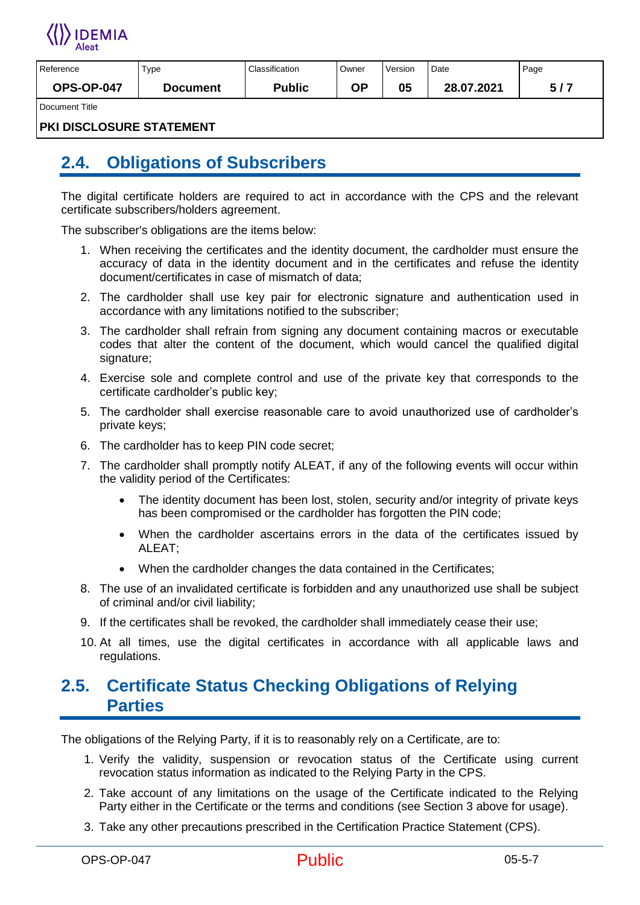## 2.4. Obligations of Subscribers

The digital certificate holders are required to act in accordance with the CPS and the relevant certificate subscribers/holders agreement.

The subscriber's obligations are the items below:

1. When receiving the certificates and the identity document, the cardholder must ensure the accuracy of data in the identity document and in the certificates and refuse the identity document/certificates in case of mismatch of data;
2. The cardholder shall use key pair for electronic signature and authentication used in accordance with any limitations notified to the subscriber;
3. The cardholder shall refrain from signing any document containing macros or executable codes that alter the content of the document, which would cancel the qualified digital signature;
4. Exercise sole and complete control and use of the private key that corresponds to the certificate cardholder's public key;
5. The cardholder shall exercise reasonable care to avoid unauthorized use of cardholder's private keys;
6. The cardholder has to keep PIN code secret;
7. The cardholder shall promptly notify ALEAT, if any of the following events will occur within the validity period of the Certificates:
   - The identity document has been lost, stolen, security and/or integrity of private keys has been compromised or the cardholder has forgotten the PIN code;
   - When the cardholder ascertains errors in the data of the certificates issued by ALEAT;
   - When the cardholder changes the data contained in the Certificates;
8. The use of an invalidated certificate is forbidden and any unauthorized use shall be subject of criminal and/or civil liability;
9. If the certificates shall be revoked, the cardholder shall immediately cease their use;
10. At all times, use the digital certificates in accordance with all applicable laws and regulations.

## 2.5. Certificate Status Checking Obligations of Relying Parties

The obligations of the Relying Party, if it is to reasonably rely on a Certificate, are to:

1. Verify the validity, suspension or revocation status of the Certificate using current revocation status information as indicated to the Relying Party in the CPS.
2. Take account of any limitations on the usage of the Certificate indicated to the Relying Party either in the Certificate or the terms and conditions (see Section 3 above for usage).
3. Take any other precautions prescribed in the Certification Practice Statement (CPS).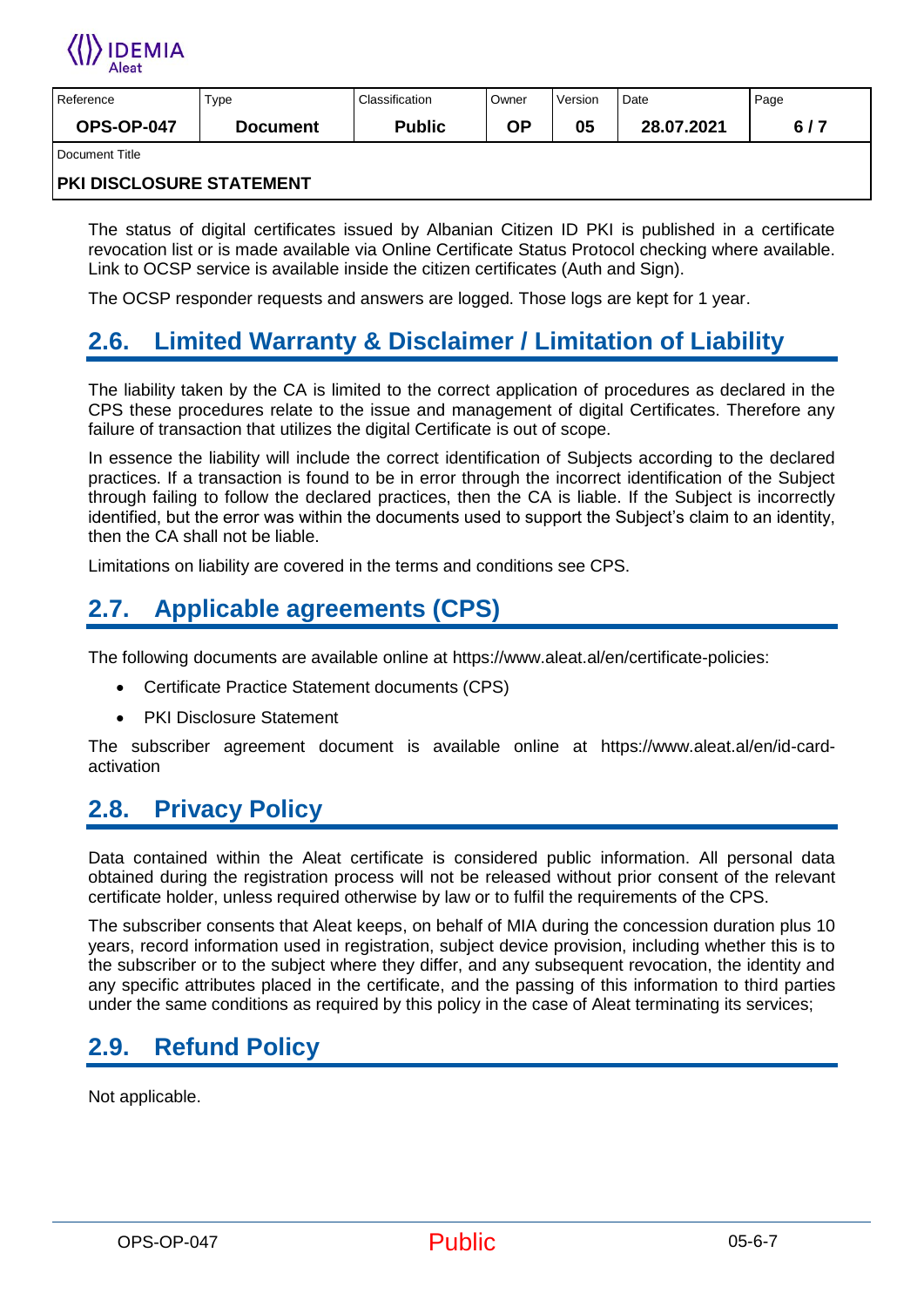The status of digital certificates issued by Albanian Citizen ID PKI is published in a certificate revocation list or is made available via Online Certificate Status Protocol checking where available. Link to OCSP service is available inside the citizen certificates (Auth and Sign).

The OCSP responder requests and answers are logged. Those logs are kept for 1 year.

## 2.6. Limited Warranty & Disclaimer / Limitation of Liability

The liability taken by the CA is limited to the correct application of procedures as declared in the CPS these procedures relate to the issue and management of digital Certificates. Therefore any failure of transaction that utilizes the digital Certificate is out of scope.

In essence the liability will include the correct identification of Subjects according to the declared practices. If a transaction is found to be in error through the incorrect identification of the Subject through failing to follow the declared practices, then the CA is liable. If the Subject is incorrectly identified, but the error was within the documents used to support the Subject's claim to an identity, then the CA shall not be liable.

Limitations on liability are covered in the terms and conditions see CPS.

## 2.7. Applicable agreements (CPS)

The following documents are available online at https://www.aleat.al/en/certificate-policies:

- Certificate Practice Statement documents (CPS)
- PKI Disclosure Statement

The subscriber agreement document is available online at https://www.aleat.al/en/id-card-activation

## 2.8. Privacy Policy

Data contained within the Aleat certificate is considered public information. All personal data obtained during the registration process will not be released without prior consent of the relevant certificate holder, unless required otherwise by law or to fulfil the requirements of the CPS.

The subscriber consents that Aleat keeps, on behalf of MIA during the concession duration plus 10 years, record information used in registration, subject device provision, including whether this is to the subscriber or to the subject where they differ, and any subsequent revocation, the identity and any specific attributes placed in the certificate, and the passing of this information to third parties under the same conditions as required by this policy in the case of Aleat terminating its services;

## 2.9. Refund Policy

Not applicable.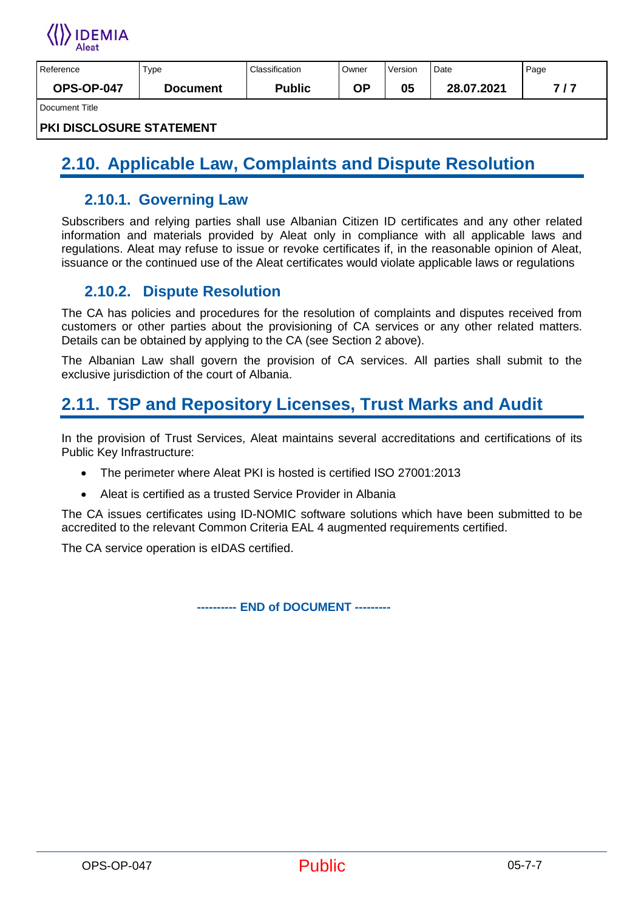## 2.10. Applicable Law, Complaints and Dispute Resolution

### 2.10.1. Governing Law

Subscribers and relying parties shall use Albanian Citizen ID certificates and any other related information and materials provided by Aleat only in compliance with all applicable laws and regulations. Aleat may refuse to issue or revoke certificates if, in the reasonable opinion of Aleat, issuance or the continued use of the Aleat certificates would violate applicable laws or regulations

### 2.10.2. Dispute Resolution

The CA has policies and procedures for the resolution of complaints and disputes received from customers or other parties about the provisioning of CA services or any other related matters. Details can be obtained by applying to the CA (see Section 2 above).

The Albanian Law shall govern the provision of CA services. All parties shall submit to the exclusive jurisdiction of the court of Albania.

## 2.11. TSP and Repository Licenses, Trust Marks and Audit

In the provision of Trust Services, Aleat maintains several accreditations and certifications of its Public Key Infrastructure:

- The perimeter where Aleat PKI is hosted is certified ISO 27001:2013
- Aleat is certified as a trusted Service Provider in Albania

The CA issues certificates using ID-NOMIC software solutions which have been submitted to be accredited to the relevant Common Criteria EAL 4 augmented requirements certified.

The CA service operation is eIDAS certified.

**---------- END of DOCUMENT ---------**